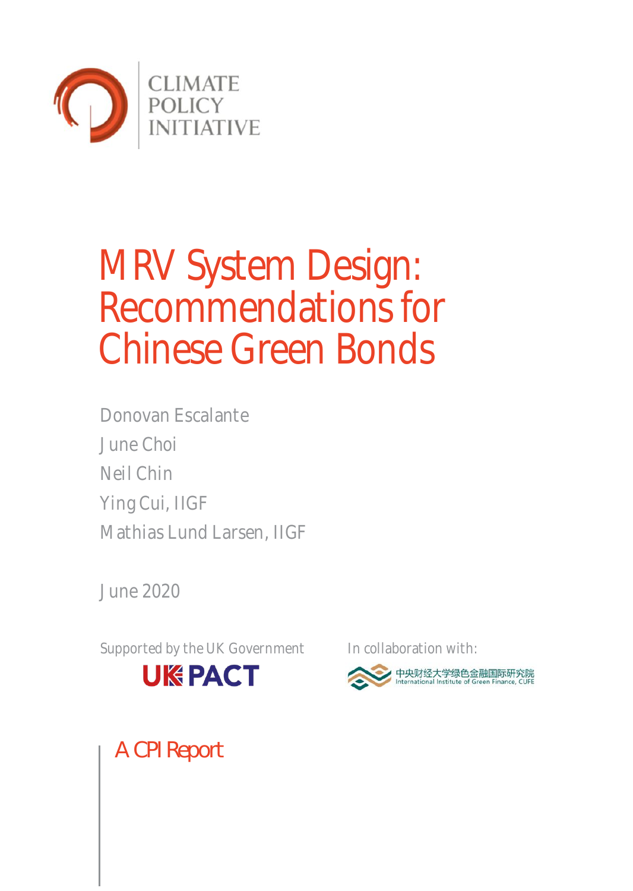CLIMATE POLICY INITIATIVE

# MRV System Design: Recommendations for Chinese Green Bonds

Donovan Escalante

June Choi

Neil Chin

Ying Cui, IIGF

Mathias Lund Larsen, IIGF

June 2020

Supported by the UK Government

UK PACT

In collaboration with:

中央财经大学绿色金融国际研究院 International Institute of Green Finance, CUFE

A CPI Report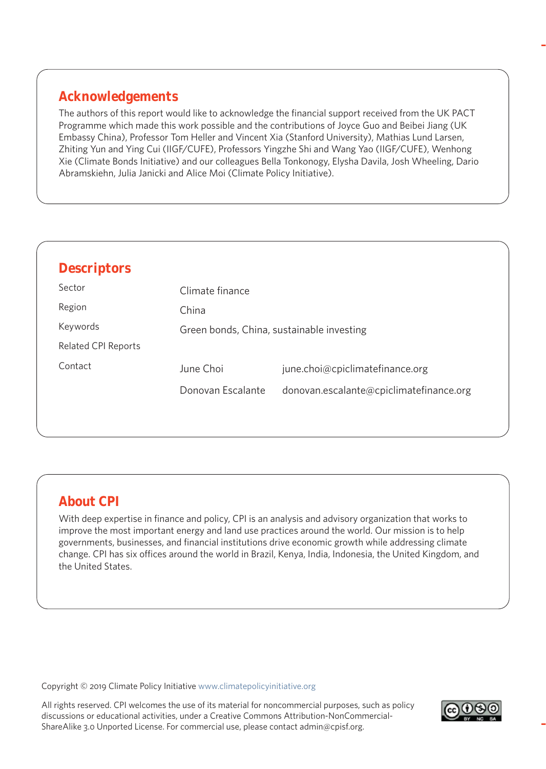## Acknowledgements

The authors of this report would like to acknowledge the financial support received from the UK PACT Programme which made this work possible and the contributions of Joyce Guo and Beibei Jiang (UK Embassy China), Professor Tom Heller and Vincent Xia (Stanford University), Mathias Lund Larsen, Zhiting Yun and Ying Cui (IIGF/CUFE), Professors Yingzhe Shi and Wang Yao (IIGF/CUFE), Wenhong Xie (Climate Bonds Initiative) and our colleagues Bella Tonkonogy, Elysha Davila, Josh Wheeling, Dario Abramskiehn, Julia Janicki and Alice Moi (Climate Policy Initiative).

## Descriptors

| | | |
|---|---|---|
| Sector | Climate finance | |
| Region | China | |
| Keywords | Green bonds, China, sustainable investing | |
| Related CPI Reports | | |
| Contact | June Choi | june.choi@cpiclimatefinance.org |
| | Donovan Escalante | donovan.escalante@cpiclimatefinance.org |

## About CPI

With deep expertise in finance and policy, CPI is an analysis and advisory organization that works to improve the most important energy and land use practices around the world. Our mission is to help governments, businesses, and financial institutions drive economic growth while addressing climate change. CPI has six offices around the world in Brazil, Kenya, India, Indonesia, the United Kingdom, and the United States.

Copyright © 2019 Climate Policy Initiative www.climatepolicyinitiative.org

All rights reserved. CPI welcomes the use of its material for noncommercial purposes, such as policy discussions or educational activities, under a Creative Commons Attribution-NonCommercial-ShareAlike 3.0 Unported License. For commercial use, please contact admin@cpisf.org.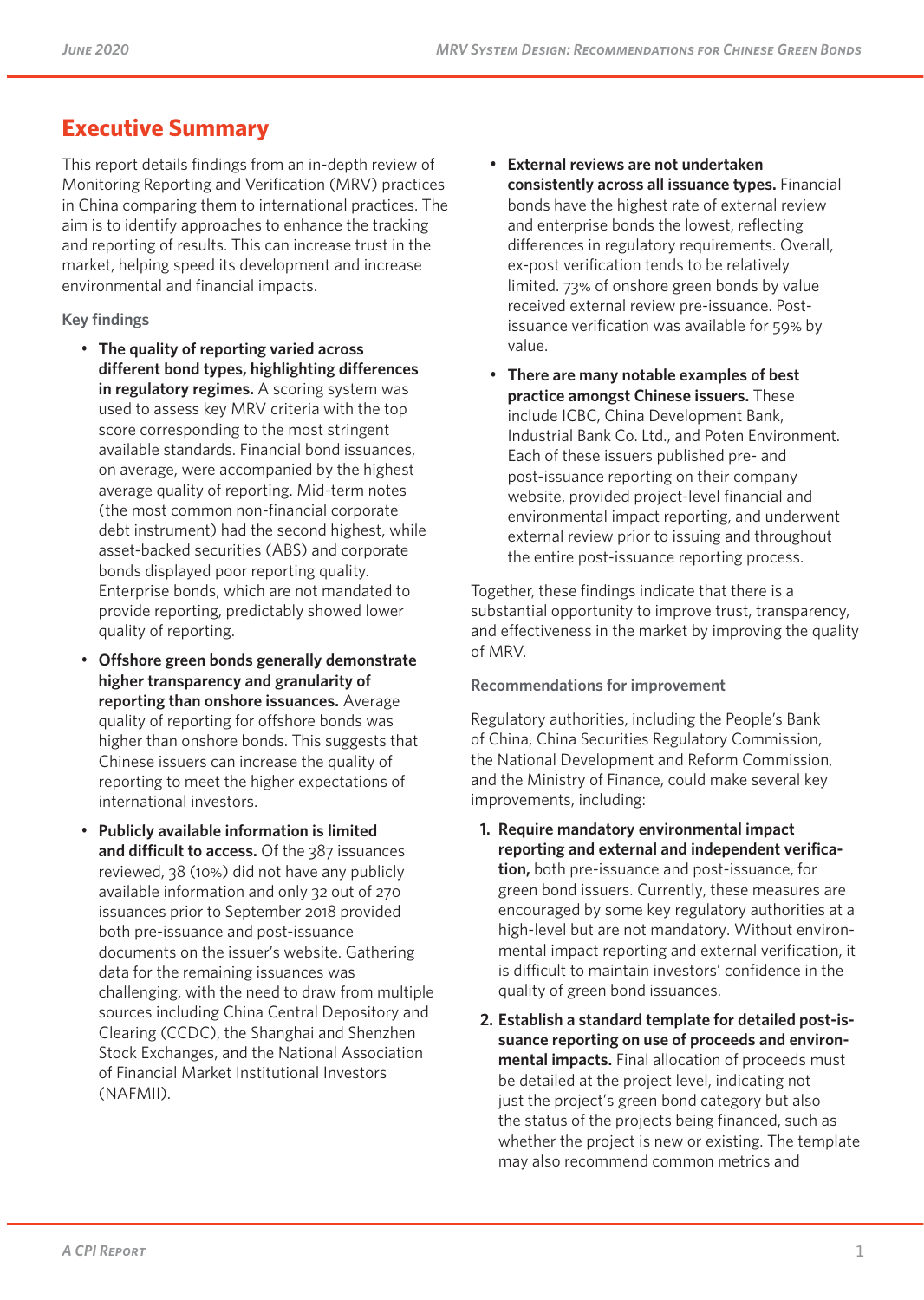# Executive Summary

This report details findings from an in-depth review of Monitoring Reporting and Verification (MRV) practices in China comparing them to international practices. The aim is to identify approaches to enhance the tracking and reporting of results. This can increase trust in the market, helping speed its development and increase environmental and financial impacts.

### Key findings

- **The quality of reporting varied across different bond types, highlighting differences in regulatory regimes.** A scoring system was used to assess key MRV criteria with the top score corresponding to the most stringent available standards. Financial bond issuances, on average, were accompanied by the highest average quality of reporting. Mid-term notes (the most common non-financial corporate debt instrument) had the second highest, while asset-backed securities (ABS) and corporate bonds displayed poor reporting quality. Enterprise bonds, which are not mandated to provide reporting, predictably showed lower quality of reporting.
- **Offshore green bonds generally demonstrate higher transparency and granularity of reporting than onshore issuances.** Average quality of reporting for offshore bonds was higher than onshore bonds. This suggests that Chinese issuers can increase the quality of reporting to meet the higher expectations of international investors.
- **Publicly available information is limited and difficult to access.** Of the 387 issuances reviewed, 38 (10%) did not have any publicly available information and only 32 out of 270 issuances prior to September 2018 provided both pre-issuance and post-issuance documents on the issuer's website. Gathering data for the remaining issuances was challenging, with the need to draw from multiple sources including China Central Depository and Clearing (CCDC), the Shanghai and Shenzhen Stock Exchanges, and the National Association of Financial Market Institutional Investors (NAFMII).
- **External reviews are not undertaken consistently across all issuance types.** Financial bonds have the highest rate of external review and enterprise bonds the lowest, reflecting differences in regulatory requirements. Overall, ex-post verification tends to be relatively limited. 73% of onshore green bonds by value received external review pre-issuance. Post-issuance verification was available for 59% by value.
- **There are many notable examples of best practice amongst Chinese issuers.** These include ICBC, China Development Bank, Industrial Bank Co. Ltd., and Poten Environment. Each of these issuers published pre- and post-issuance reporting on their company website, provided project-level financial and environmental impact reporting, and underwent external review prior to issuing and throughout the entire post-issuance reporting process.

Together, these findings indicate that there is a substantial opportunity to improve trust, transparency, and effectiveness in the market by improving the quality of MRV.

### Recommendations for improvement

Regulatory authorities, including the People's Bank of China, China Securities Regulatory Commission, the National Development and Reform Commission, and the Ministry of Finance, could make several key improvements, including:

1. **Require mandatory environmental impact reporting and external and independent verification,** both pre-issuance and post-issuance, for green bond issuers. Currently, these measures are encouraged by some key regulatory authorities at a high-level but are not mandatory. Without environmental impact reporting and external verification, it is difficult to maintain investors' confidence in the quality of green bond issuances.
2. **Establish a standard template for detailed post-issuance reporting on use of proceeds and environmental impacts.** Final allocation of proceeds must be detailed at the project level, indicating not just the project's green bond category but also the status of the projects being financed, such as whether the project is new or existing. The template may also recommend common metrics and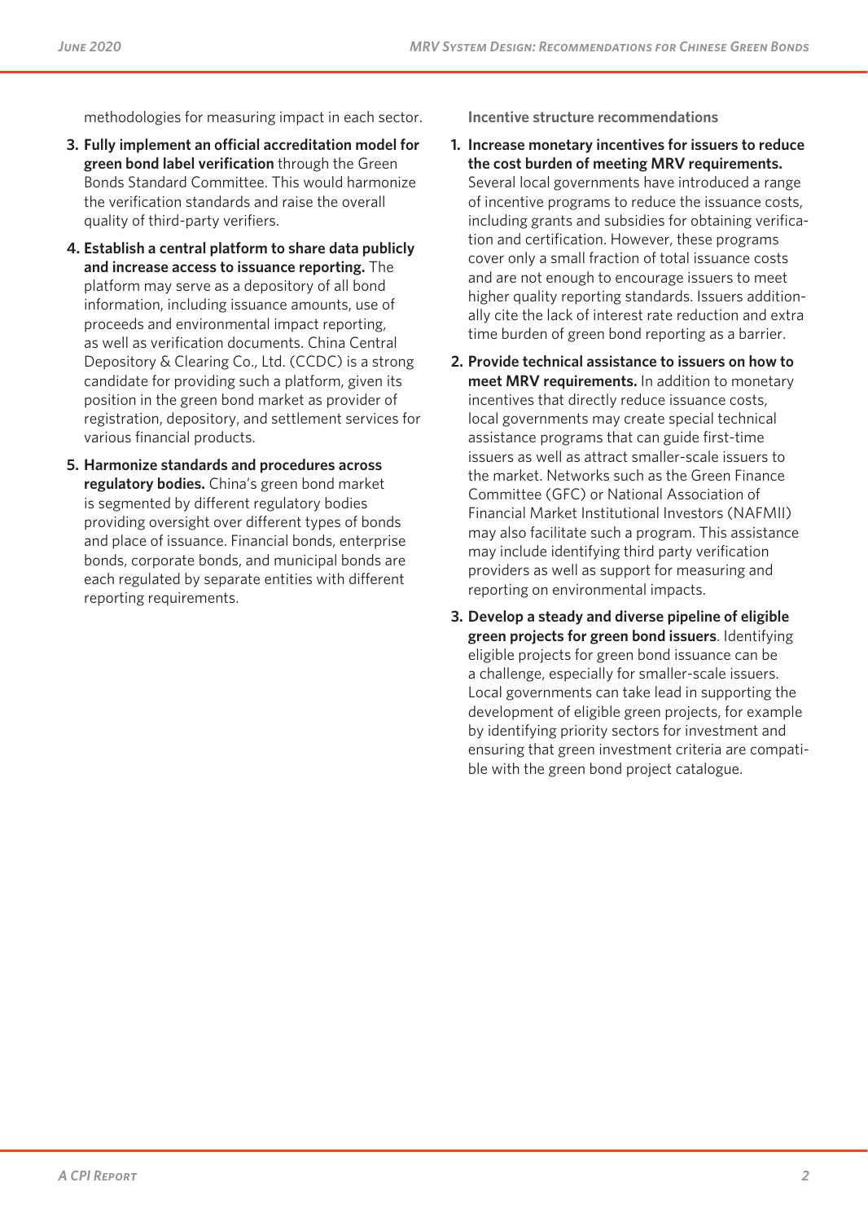methodologies for measuring impact in each sector.

3. **Fully implement an official accreditation model for green bond label verification** through the Green Bonds Standard Committee. This would harmonize the verification standards and raise the overall quality of third-party verifiers.
4. **Establish a central platform to share data publicly and increase access to issuance reporting.** The platform may serve as a depository of all bond information, including issuance amounts, use of proceeds and environmental impact reporting, as well as verification documents. China Central Depository & Clearing Co., Ltd. (CCDC) is a strong candidate for providing such a platform, given its position in the green bond market as provider of registration, depository, and settlement services for various financial products.
5. **Harmonize standards and procedures across regulatory bodies.** China's green bond market is segmented by different regulatory bodies providing oversight over different types of bonds and place of issuance. Financial bonds, enterprise bonds, corporate bonds, and municipal bonds are each regulated by separate entities with different reporting requirements.

**Incentive structure recommendations**

1. **Increase monetary incentives for issuers to reduce the cost burden of meeting MRV requirements.** Several local governments have introduced a range of incentive programs to reduce the issuance costs, including grants and subsidies for obtaining verification and certification. However, these programs cover only a small fraction of total issuance costs and are not enough to encourage issuers to meet higher quality reporting standards. Issuers additionally cite the lack of interest rate reduction and extra time burden of green bond reporting as a barrier.
2. **Provide technical assistance to issuers on how to meet MRV requirements.** In addition to monetary incentives that directly reduce issuance costs, local governments may create special technical assistance programs that can guide first-time issuers as well as attract smaller-scale issuers to the market. Networks such as the Green Finance Committee (GFC) or National Association of Financial Market Institutional Investors (NAFMII) may also facilitate such a program. This assistance may include identifying third party verification providers as well as support for measuring and reporting on environmental impacts.
3. **Develop a steady and diverse pipeline of eligible green projects for green bond issuers**. Identifying eligible projects for green bond issuance can be a challenge, especially for smaller-scale issuers. Local governments can take lead in supporting the development of eligible green projects, for example by identifying priority sectors for investment and ensuring that green investment criteria are compatible with the green bond project catalogue.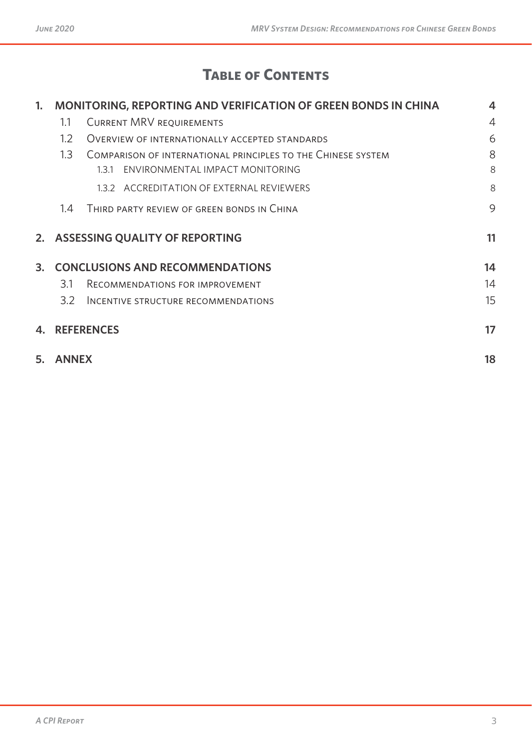# Table of Contents

| | | |
|---|---|---|
| **1.** | **MONITORING, REPORTING AND VERIFICATION OF GREEN BONDS IN CHINA** | **4** |
| 1.1 | Current MRV requirements | 4 |
| 1.2 | Overview of internationally accepted standards | 6 |
| 1.3 | Comparison of international principles to the Chinese system | 8 |
| 1.3.1 | ENVIRONMENTAL IMPACT MONITORING | 8 |
| 1.3.2 | ACCREDITATION OF EXTERNAL REVIEWERS | 8 |
| 1.4 | Third party review of green bonds in China | 9 |
| **2.** | **ASSESSING QUALITY OF REPORTING** | **11** |
| **3.** | **CONCLUSIONS AND RECOMMENDATIONS** | **14** |
| 3.1 | Recommendations for improvement | 14 |
| 3.2 | Incentive structure recommendations | 15 |
| **4.** | **REFERENCES** | **17** |
| **5.** | **ANNEX** | **18** |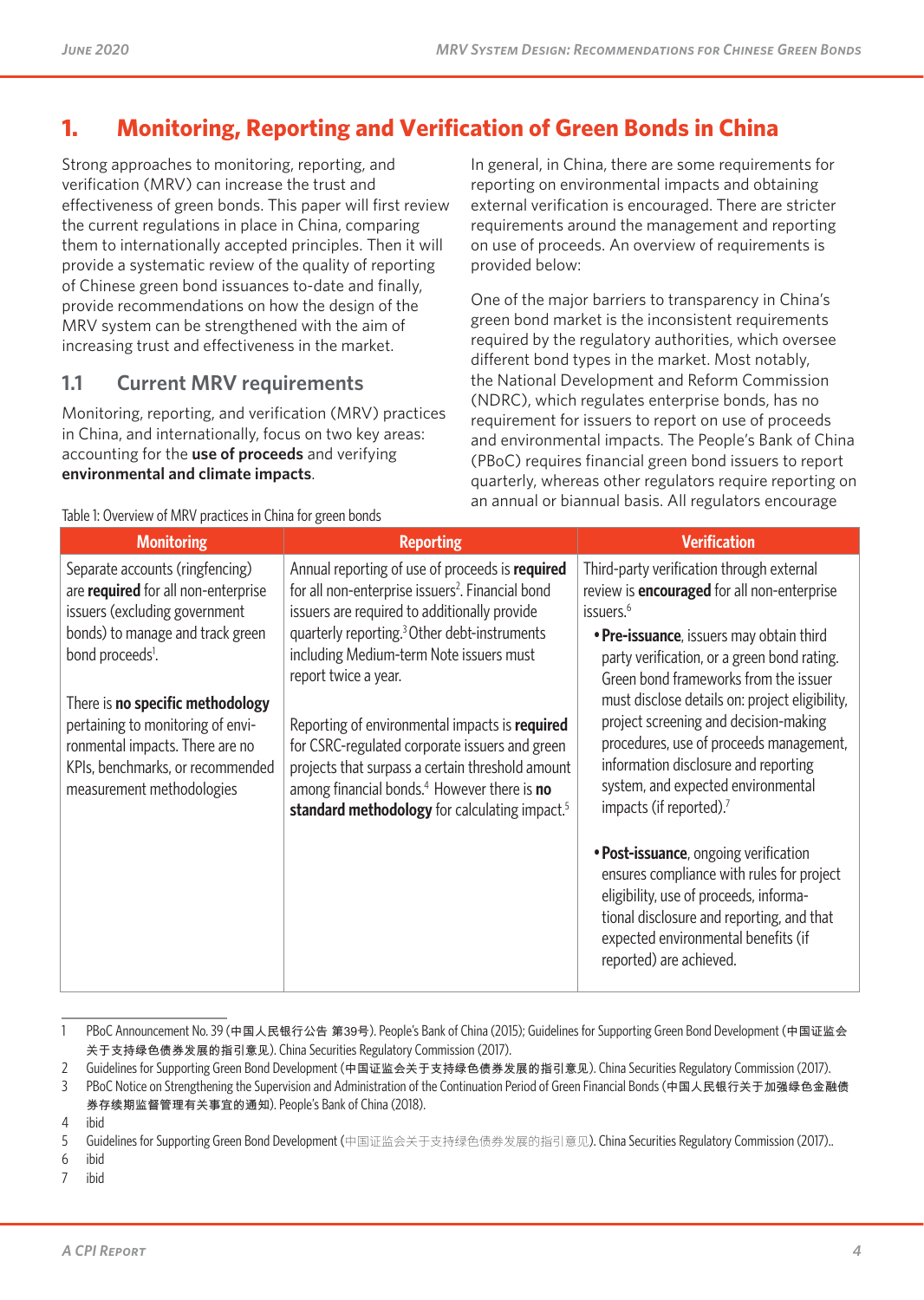# 1. Monitoring, Reporting and Verification of Green Bonds in China

Strong approaches to monitoring, reporting, and verification (MRV) can increase the trust and effectiveness of green bonds. This paper will first review the current regulations in place in China, comparing them to internationally accepted principles. Then it will provide a systematic review of the quality of reporting of Chinese green bond issuances to-date and finally, provide recommendations on how the design of the MRV system can be strengthened with the aim of increasing trust and effectiveness in the market.

## 1.1 Current MRV requirements

Monitoring, reporting, and verification (MRV) practices in China, and internationally, focus on two key areas: accounting for the **use of proceeds** and verifying **environmental and climate impacts**.

In general, in China, there are some requirements for reporting on environmental impacts and obtaining external verification is encouraged. There are stricter requirements around the management and reporting on use of proceeds. An overview of requirements is provided below:

One of the major barriers to transparency in China's green bond market is the inconsistent requirements required by the regulatory authorities, which oversee different bond types in the market. Most notably, the National Development and Reform Commission (NDRC), which regulates enterprise bonds, has no requirement for issuers to report on use of proceeds and environmental impacts. The People's Bank of China (PBoC) requires financial green bond issuers to report quarterly, whereas other regulators require reporting on an annual or biannual basis. All regulators encourage

Table 1: Overview of MRV practices in China for green bonds

| Monitoring | Reporting | Verification |
|---|---|---|
| Separate accounts (ringfencing) are **required** for all non-enterprise issuers (excluding government bonds) to manage and track green bond proceeds[1].<br><br>There is **no specific methodology** pertaining to monitoring of environmental impacts. There are no KPIs, benchmarks, or recommended measurement methodologies | Annual reporting of use of proceeds is **required** for all non-enterprise issuers[2]. Financial bond issuers are required to additionally provide quarterly reporting.[3] Other debt-instruments including Medium-term Note issuers must report twice a year.<br><br>Reporting of environmental impacts is **required** for CSRC-regulated corporate issuers and green projects that surpass a certain threshold amount among financial bonds.[4] However there is **no standard methodology** for calculating impact.[5] | Third-party verification through external review is **encouraged** for all non-enterprise issuers.[6]<br><br>• **Pre-issuance**, issuers may obtain third party verification, or a green bond rating. Green bond frameworks from the issuer must disclose details on: project eligibility, project screening and decision-making procedures, use of proceeds management, information disclosure and reporting system, and expected environmental impacts (if reported).[7]<br><br>• **Post-issuance**, ongoing verification ensures compliance with rules for project eligibility, use of proceeds, informational disclosure and reporting, and that expected environmental benefits (if reported) are achieved. |

1 PBoC Announcement No. 39 (中国人民银行公告 第39号). People's Bank of China (2015); Guidelines for Supporting Green Bond Development (中国证监会关于支持绿色债券发展的指引意见). China Securities Regulatory Commission (2017).
2 Guidelines for Supporting Green Bond Development (中国证监会关于支持绿色债券发展的指引意见). China Securities Regulatory Commission (2017).
3 PBoC Notice on Strengthening the Supervision and Administration of the Continuation Period of Green Financial Bonds (中国人民银行关于加强绿色金融债券存续期监督管理有关事宜的通知). People's Bank of China (2018).
4 ibid
5 Guidelines for Supporting Green Bond Development (中国证监会关于支持绿色债券发展的指引意见). China Securities Regulatory Commission (2017)..
6 ibid
7 ibid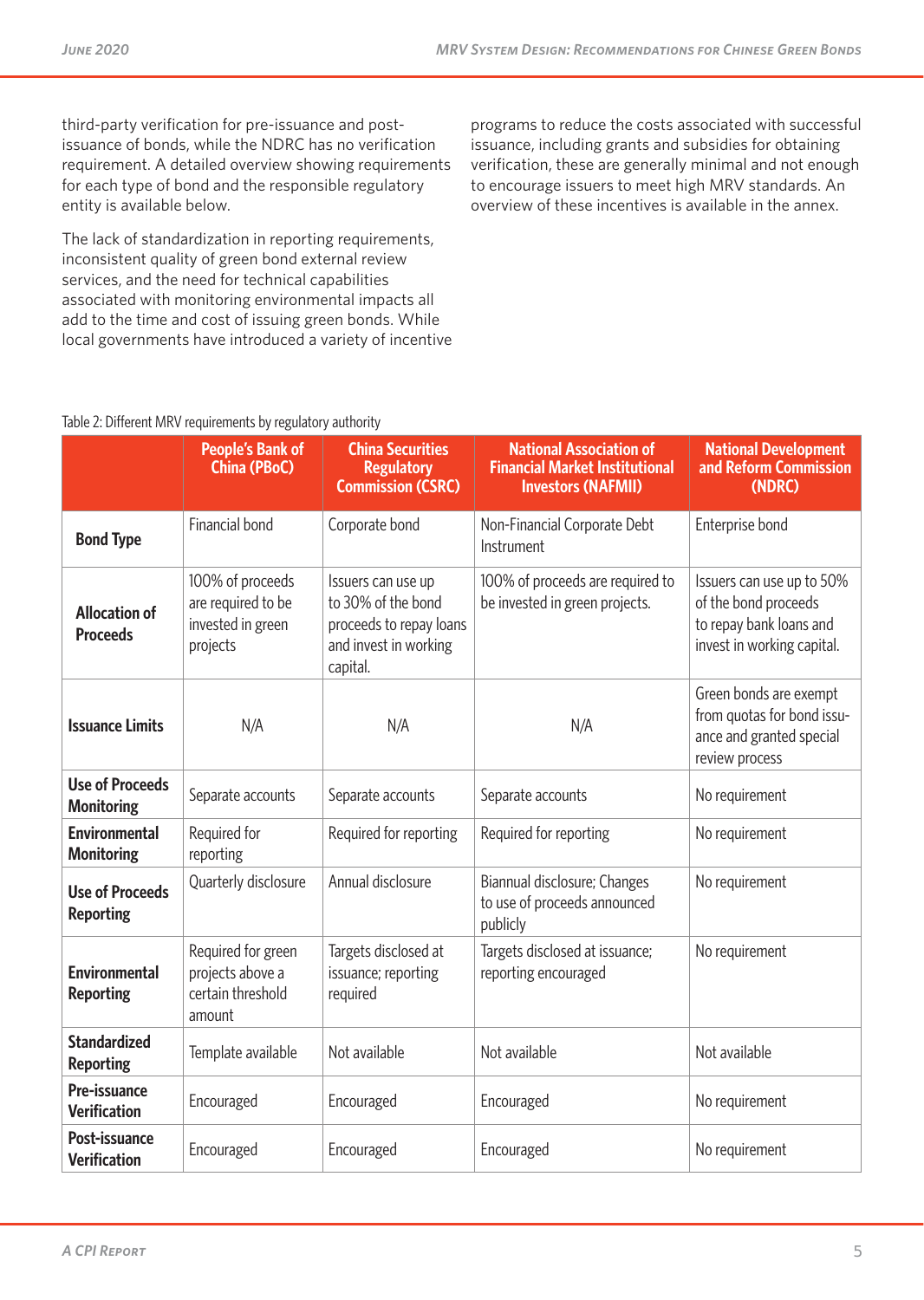third-party verification for pre-issuance and post-issuance of bonds, while the NDRC has no verification requirement. A detailed overview showing requirements for each type of bond and the responsible regulatory entity is available below.

The lack of standardization in reporting requirements, inconsistent quality of green bond external review services, and the need for technical capabilities associated with monitoring environmental impacts all add to the time and cost of issuing green bonds. While local governments have introduced a variety of incentive programs to reduce the costs associated with successful issuance, including grants and subsidies for obtaining verification, these are generally minimal and not enough to encourage issuers to meet high MRV standards. An overview of these incentives is available in the annex.

Table 2: Different MRV requirements by regulatory authority

| | People's Bank of China (PBoC) | China Securities Regulatory Commission (CSRC) | National Association of Financial Market Institutional Investors (NAFMII) | National Development and Reform Commission (NDRC) |
|---|---|---|---|---|
| **Bond Type** | Financial bond | Corporate bond | Non-Financial Corporate Debt Instrument | Enterprise bond |
| **Allocation of Proceeds** | 100% of proceeds are required to be invested in green projects | Issuers can use up to 30% of the bond proceeds to repay loans and invest in working capital. | 100% of proceeds are required to be invested in green projects. | Issuers can use up to 50% of the bond proceeds to repay bank loans and invest in working capital. |
| **Issuance Limits** | N/A | N/A | N/A | Green bonds are exempt from quotas for bond issuance and granted special review process |
| **Use of Proceeds Monitoring** | Separate accounts | Separate accounts | Separate accounts | No requirement |
| **Environmental Monitoring** | Required for reporting | Required for reporting | Required for reporting | No requirement |
| **Use of Proceeds Reporting** | Quarterly disclosure | Annual disclosure | Biannual disclosure; Changes to use of proceeds announced publicly | No requirement |
| **Environmental Reporting** | Required for green projects above a certain threshold amount | Targets disclosed at issuance; reporting required | Targets disclosed at issuance; reporting encouraged | No requirement |
| **Standardized Reporting** | Template available | Not available | Not available | Not available |
| **Pre-issuance Verification** | Encouraged | Encouraged | Encouraged | No requirement |
| **Post-issuance Verification** | Encouraged | Encouraged | Encouraged | No requirement |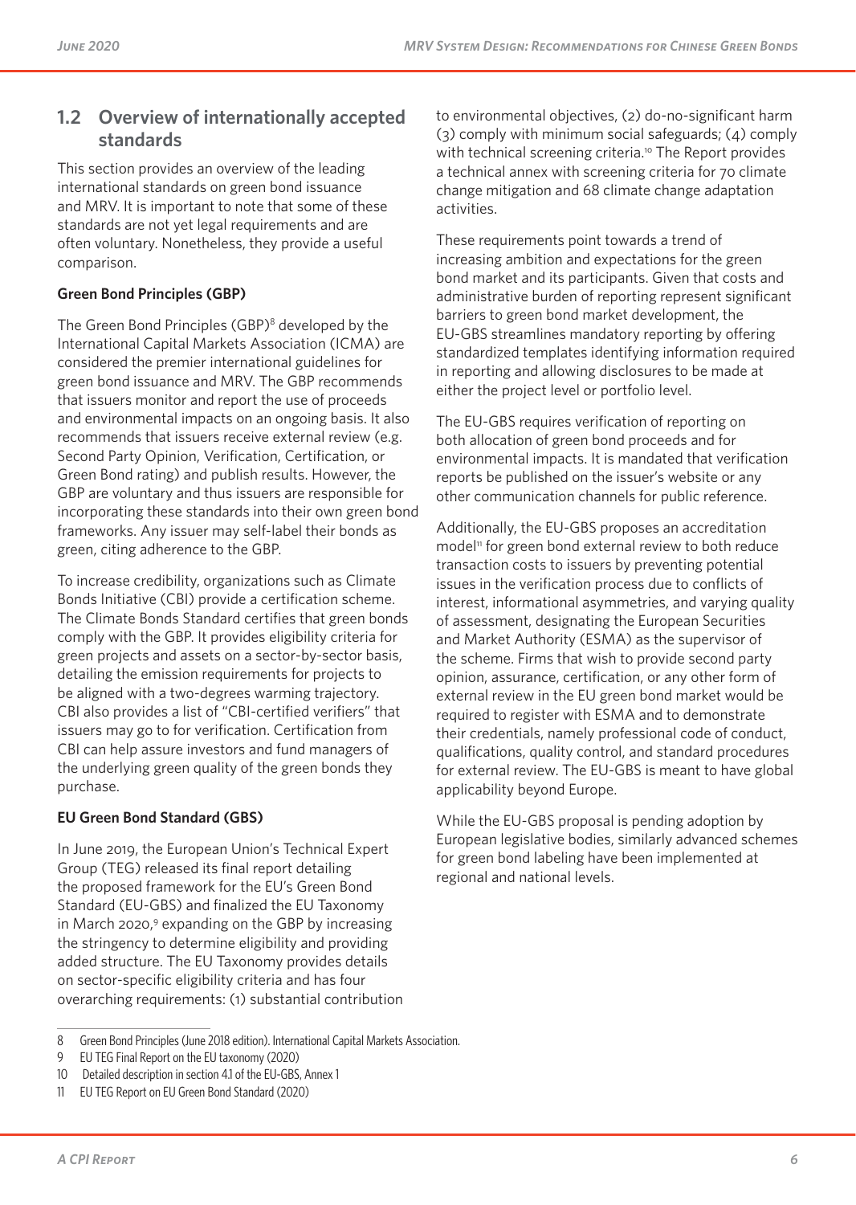## 1.2 Overview of internationally accepted standards

This section provides an overview of the leading international standards on green bond issuance and MRV. It is important to note that some of these standards are not yet legal requirements and are often voluntary. Nonetheless, they provide a useful comparison.

**Green Bond Principles (GBP)**

The Green Bond Principles (GBP)[8] developed by the International Capital Markets Association (ICMA) are considered the premier international guidelines for green bond issuance and MRV. The GBP recommends that issuers monitor and report the use of proceeds and environmental impacts on an ongoing basis. It also recommends that issuers receive external review (e.g. Second Party Opinion, Verification, Certification, or Green Bond rating) and publish results. However, the GBP are voluntary and thus issuers are responsible for incorporating these standards into their own green bond frameworks. Any issuer may self-label their bonds as green, citing adherence to the GBP.

To increase credibility, organizations such as Climate Bonds Initiative (CBI) provide a certification scheme. The Climate Bonds Standard certifies that green bonds comply with the GBP. It provides eligibility criteria for green projects and assets on a sector-by-sector basis, detailing the emission requirements for projects to be aligned with a two-degrees warming trajectory. CBI also provides a list of "CBI-certified verifiers" that issuers may go to for verification. Certification from CBI can help assure investors and fund managers of the underlying green quality of the green bonds they purchase.

**EU Green Bond Standard (GBS)**

In June 2019, the European Union's Technical Expert Group (TEG) released its final report detailing the proposed framework for the EU's Green Bond Standard (EU-GBS) and finalized the EU Taxonomy in March 2020,[9] expanding on the GBP by increasing the stringency to determine eligibility and providing added structure. The EU Taxonomy provides details on sector-specific eligibility criteria and has four overarching requirements: (1) substantial contribution to environmental objectives, (2) do-no-significant harm (3) comply with minimum social safeguards; (4) comply with technical screening criteria.[10] The Report provides a technical annex with screening criteria for 70 climate change mitigation and 68 climate change adaptation activities.

These requirements point towards a trend of increasing ambition and expectations for the green bond market and its participants. Given that costs and administrative burden of reporting represent significant barriers to green bond market development, the EU-GBS streamlines mandatory reporting by offering standardized templates identifying information required in reporting and allowing disclosures to be made at either the project level or portfolio level.

The EU-GBS requires verification of reporting on both allocation of green bond proceeds and for environmental impacts. It is mandated that verification reports be published on the issuer's website or any other communication channels for public reference.

Additionally, the EU-GBS proposes an accreditation model[11] for green bond external review to both reduce transaction costs to issuers by preventing potential issues in the verification process due to conflicts of interest, informational asymmetries, and varying quality of assessment, designating the European Securities and Market Authority (ESMA) as the supervisor of the scheme. Firms that wish to provide second party opinion, assurance, certification, or any other form of external review in the EU green bond market would be required to register with ESMA and to demonstrate their credentials, namely professional code of conduct, qualifications, quality control, and standard procedures for external review. The EU-GBS is meant to have global applicability beyond Europe.

While the EU-GBS proposal is pending adoption by European legislative bodies, similarly advanced schemes for green bond labeling have been implemented at regional and national levels.

---

8 Green Bond Principles (June 2018 edition). International Capital Markets Association.

9 EU TEG Final Report on the EU taxonomy (2020)

10 Detailed description in section 4.1 of the EU-GBS, Annex 1

11 EU TEG Report on EU Green Bond Standard (2020)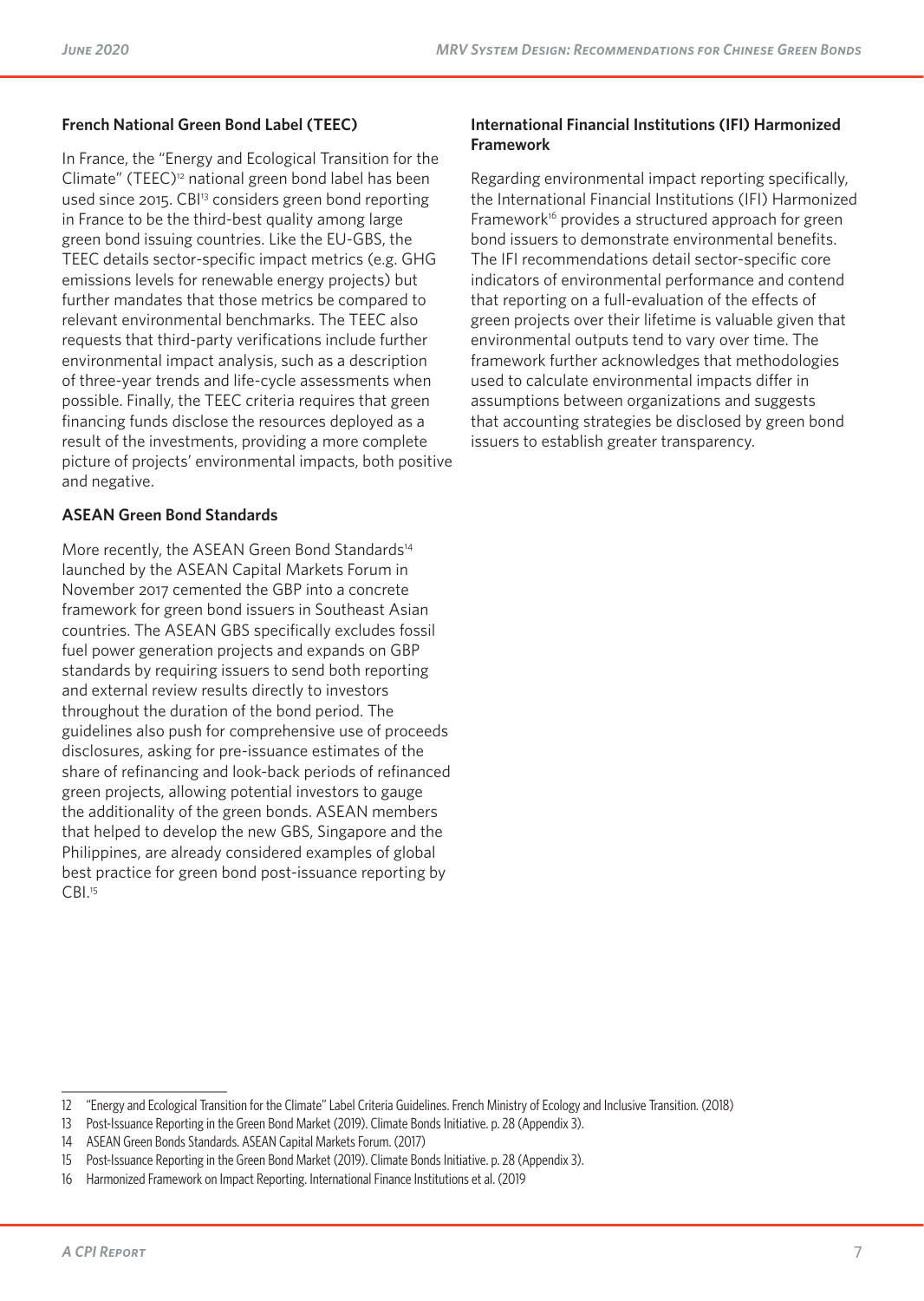### French National Green Bond Label (TEEC)

In France, the "Energy and Ecological Transition for the Climate" (TEEC)[12] national green bond label has been used since 2015. CBI[13] considers green bond reporting in France to be the third-best quality among large green bond issuing countries. Like the EU-GBS, the TEEC details sector-specific impact metrics (e.g. GHG emissions levels for renewable energy projects) but further mandates that those metrics be compared to relevant environmental benchmarks. The TEEC also requests that third-party verifications include further environmental impact analysis, such as a description of three-year trends and life-cycle assessments when possible. Finally, the TEEC criteria requires that green financing funds disclose the resources deployed as a result of the investments, providing a more complete picture of projects' environmental impacts, both positive and negative.

### ASEAN Green Bond Standards

More recently, the ASEAN Green Bond Standards[14] launched by the ASEAN Capital Markets Forum in November 2017 cemented the GBP into a concrete framework for green bond issuers in Southeast Asian countries. The ASEAN GBS specifically excludes fossil fuel power generation projects and expands on GBP standards by requiring issuers to send both reporting and external review results directly to investors throughout the duration of the bond period. The guidelines also push for comprehensive use of proceeds disclosures, asking for pre-issuance estimates of the share of refinancing and look-back periods of refinanced green projects, allowing potential investors to gauge the additionality of the green bonds. ASEAN members that helped to develop the new GBS, Singapore and the Philippines, are already considered examples of global best practice for green bond post-issuance reporting by CBI.[15]

### International Financial Institutions (IFI) Harmonized Framework

Regarding environmental impact reporting specifically, the International Financial Institutions (IFI) Harmonized Framework[16] provides a structured approach for green bond issuers to demonstrate environmental benefits. The IFI recommendations detail sector-specific core indicators of environmental performance and contend that reporting on a full-evaluation of the effects of green projects over their lifetime is valuable given that environmental outputs tend to vary over time. The framework further acknowledges that methodologies used to calculate environmental impacts differ in assumptions between organizations and suggests that accounting strategies be disclosed by green bond issuers to establish greater transparency.

---

12 "Energy and Ecological Transition for the Climate" Label Criteria Guidelines. French Ministry of Ecology and Inclusive Transition. (2018)

13 Post-Issuance Reporting in the Green Bond Market (2019). Climate Bonds Initiative. p. 28 (Appendix 3).

14 ASEAN Green Bonds Standards. ASEAN Capital Markets Forum. (2017)

15 Post-Issuance Reporting in the Green Bond Market (2019). Climate Bonds Initiative. p. 28 (Appendix 3).

16 Harmonized Framework on Impact Reporting. International Finance Institutions et al. (2019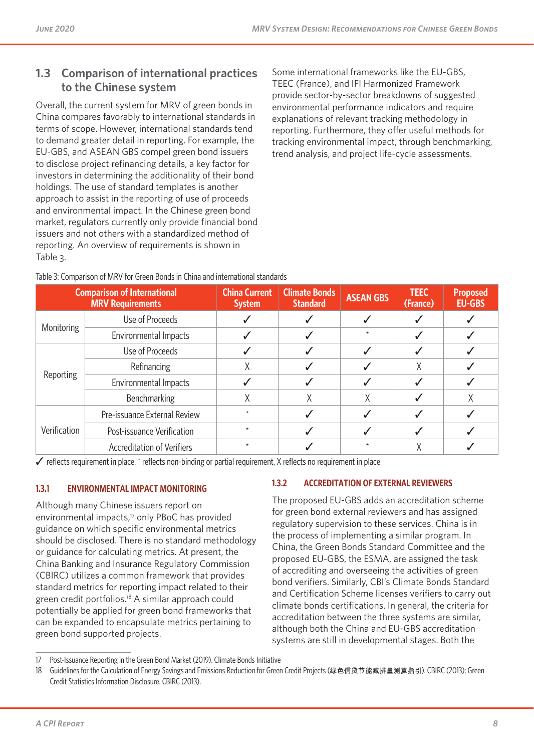## 1.3 Comparison of international practices to the Chinese system

Overall, the current system for MRV of green bonds in China compares favorably to international standards in terms of scope. However, international standards tend to demand greater detail in reporting. For example, the EU-GBS, and ASEAN GBS compel green bond issuers to disclose project refinancing details, a key factor for investors in determining the additionality of their bond holdings. The use of standard templates is another approach to assist in the reporting of use of proceeds and environmental impact. In the Chinese green bond market, regulators currently only provide financial bond issuers and not others with a standardized method of reporting. An overview of requirements is shown in Table 3.

Some international frameworks like the EU-GBS, TEEC (France), and IFI Harmonized Framework provide sector-by-sector breakdowns of suggested environmental performance indicators and require explanations of relevant tracking methodology in reporting. Furthermore, they offer useful methods for tracking environmental impact, through benchmarking, trend analysis, and project life-cycle assessments.

Table 3: Comparison of MRV for Green Bonds in China and international standards

| Comparison of International MRV Requirements | | China Current System | Climate Bonds Standard | ASEAN GBS | TEEC (France) | Proposed EU-GBS |
|---|---|---|---|---|---|---|
| Monitoring | Use of Proceeds | ✓ | ✓ | ✓ | ✓ | ✓ |
| | Environmental Impacts | ✓ | ✓ | * | ✓ | ✓ |
| Reporting | Use of Proceeds | ✓ | ✓ | ✓ | ✓ | ✓ |
| | Refinancing | X | ✓ | ✓ | X | ✓ |
| | Environmental Impacts | ✓ | ✓ | ✓ | ✓ | ✓ |
| | Benchmarking | X | X | X | ✓ | X |
| Verification | Pre-issuance External Review | * | ✓ | ✓ | ✓ | ✓ |
| | Post-issuance Verification | * | ✓ | ✓ | ✓ | ✓ |
| | Accreditation of Verifiers | * | ✓ | * | X | ✓ |

✓ reflects requirement in place, * reflects non-binding or partial requirement, X reflects no requirement in place

### 1.3.1 ENVIRONMENTAL IMPACT MONITORING

Although many Chinese issuers report on environmental impacts,[17] only PBoC has provided guidance on which specific environmental metrics should be disclosed. There is no standard methodology or guidance for calculating metrics. At present, the China Banking and Insurance Regulatory Commission (CBIRC) utilizes a common framework that provides standard metrics for reporting impact related to their green credit portfolios.[18] A similar approach could potentially be applied for green bond frameworks that can be expanded to encapsulate metrics pertaining to green bond supported projects.

### 1.3.2 ACCREDITATION OF EXTERNAL REVIEWERS

The proposed EU-GBS adds an accreditation scheme for green bond external reviewers and has assigned regulatory supervision to these services. China is in the process of implementing a similar program. In China, the Green Bonds Standard Committee and the proposed EU-GBS, the ESMA, are assigned the task of accrediting and overseeing the activities of green bond verifiers. Similarly, CBI's Climate Bonds Standard and Certification Scheme licenses verifiers to carry out climate bonds certifications. In general, the criteria for accreditation between the three systems are similar, although both the China and EU-GBS accreditation systems are still in developmental stages. Both the

17 Post-Issuance Reporting in the Green Bond Market (2019). Climate Bonds Initiative

18 Guidelines for the Calculation of Energy Savings and Emissions Reduction for Green Credit Projects (绿色信贷节能减排量测算指引). CBIRC (2013); Green Credit Statistics Information Disclosure. CBIRC (2013).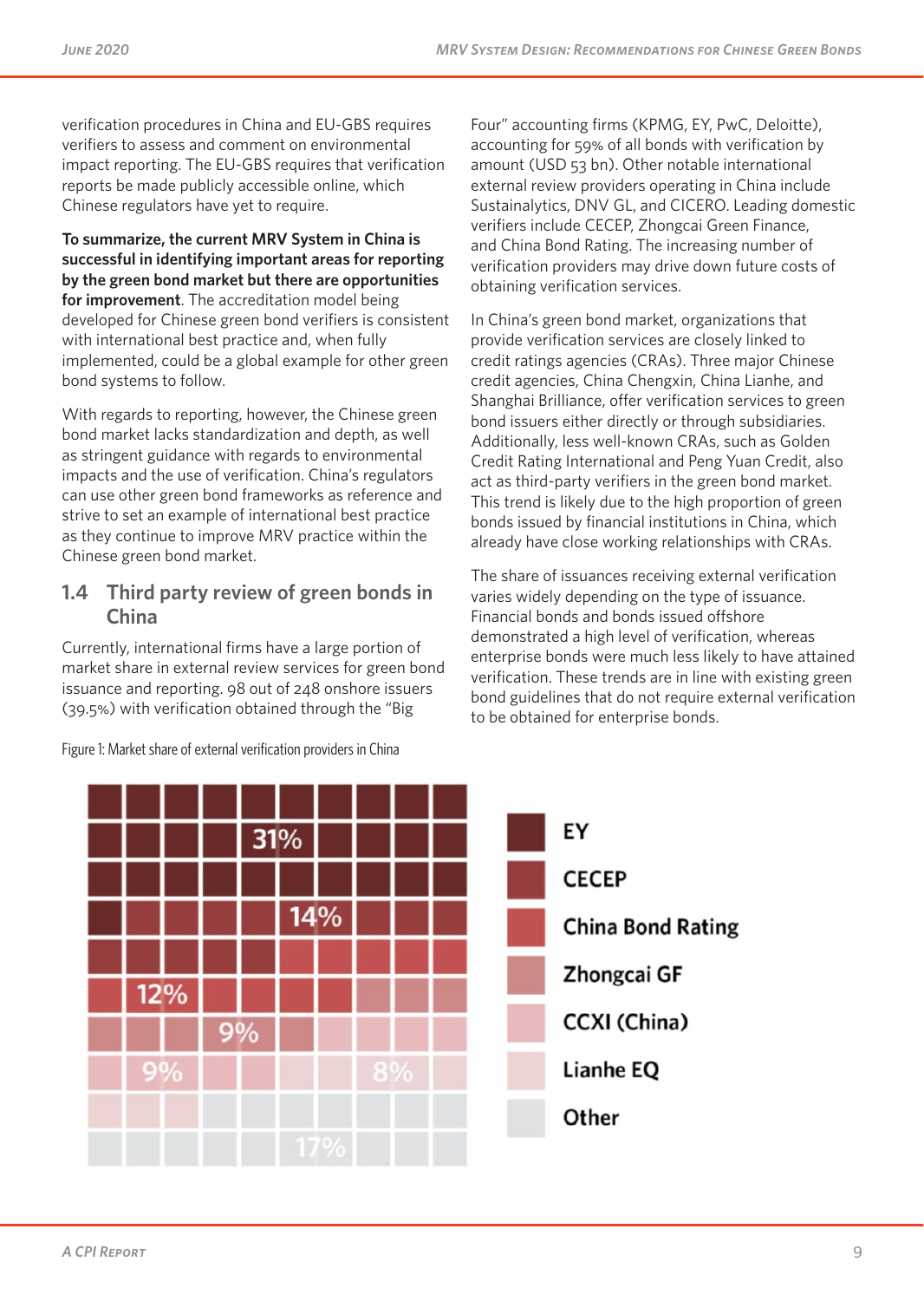verification procedures in China and EU-GBS requires verifiers to assess and comment on environmental impact reporting. The EU-GBS requires that verification reports be made publicly accessible online, which Chinese regulators have yet to require.

**To summarize, the current MRV System in China is successful in identifying important areas for reporting by the green bond market but there are opportunities for improvement**. The accreditation model being developed for Chinese green bond verifiers is consistent with international best practice and, when fully implemented, could be a global example for other green bond systems to follow.

With regards to reporting, however, the Chinese green bond market lacks standardization and depth, as well as stringent guidance with regards to environmental impacts and the use of verification. China's regulators can use other green bond frameworks as reference and strive to set an example of international best practice as they continue to improve MRV practice within the Chinese green bond market.

## 1.4 Third party review of green bonds in China

Currently, international firms have a large portion of market share in external review services for green bond issuance and reporting. 98 out of 248 onshore issuers (39.5%) with verification obtained through the "Big Four" accounting firms (KPMG, EY, PwC, Deloitte), accounting for 59% of all bonds with verification by amount (USD 53 bn). Other notable international external review providers operating in China include Sustainalytics, DNV GL, and CICERO. Leading domestic verifiers include CECEP, Zhongcai Green Finance, and China Bond Rating. The increasing number of verification providers may drive down future costs of obtaining verification services.

In China's green bond market, organizations that provide verification services are closely linked to credit ratings agencies (CRAs). Three major Chinese credit agencies, China Chengxin, China Lianhe, and Shanghai Brilliance, offer verification services to green bond issuers either directly or through subsidiaries. Additionally, less well-known CRAs, such as Golden Credit Rating International and Peng Yuan Credit, also act as third-party verifiers in the green bond market. This trend is likely due to the high proportion of green bonds issued by financial institutions in China, which already have close working relationships with CRAs.

The share of issuances receiving external verification varies widely depending on the type of issuance. Financial bonds and bonds issued offshore demonstrated a high level of verification, whereas enterprise bonds were much less likely to have attained verification. These trends are in line with existing green bond guidelines that do not require external verification to be obtained for enterprise bonds.

Figure 1: Market share of external verification providers in China

| Provider | Market share |
|---|---|
| EY | 31% |
| CECEP | 14% |
| China Bond Rating | 12% |
| Zhongcai GF | 9% |
| CCXI (China) | 9% |
| Lianhe EQ | 8% |
| Other | 17% |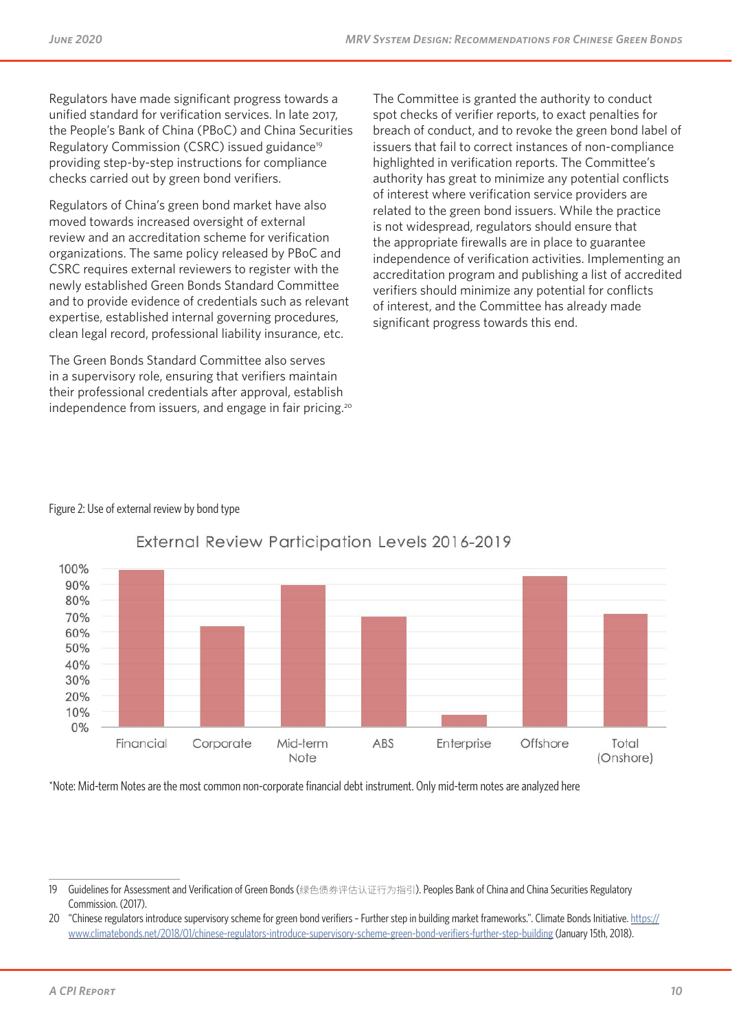Regulators have made significant progress towards a unified standard for verification services. In late 2017, the People's Bank of China (PBoC) and China Securities Regulatory Commission (CSRC) issued guidance[19] providing step-by-step instructions for compliance checks carried out by green bond verifiers.

Regulators of China's green bond market have also moved towards increased oversight of external review and an accreditation scheme for verification organizations. The same policy released by PBoC and CSRC requires external reviewers to register with the newly established Green Bonds Standard Committee and to provide evidence of credentials such as relevant expertise, established internal governing procedures, clean legal record, professional liability insurance, etc.

The Green Bonds Standard Committee also serves in a supervisory role, ensuring that verifiers maintain their professional credentials after approval, establish independence from issuers, and engage in fair pricing.[20]

The Committee is granted the authority to conduct spot checks of verifier reports, to exact penalties for breach of conduct, and to revoke the green bond label of issuers that fail to correct instances of non-compliance highlighted in verification reports. The Committee's authority has great to minimize any potential conflicts of interest where verification service providers are related to the green bond issuers. While the practice is not widespread, regulators should ensure that the appropriate firewalls are in place to guarantee independence of verification activities. Implementing an accreditation program and publishing a list of accredited verifiers should minimize any potential for conflicts of interest, and the Committee has already made significant progress towards this end.

Figure 2: Use of external review by bond type

External Review Participation Levels 2016-2019

| Bond type | Participation (approx.) |
|---|---|
| Financial | ~99% |
| Corporate | ~63% |
| Mid-term Note | ~89% |
| ABS | ~69% |
| Enterprise | ~7% |
| Offshore | ~95% |
| Total (Onshore) | ~71% |

*Note: Mid-term Notes are the most common non-corporate financial debt instrument. Only mid-term notes are analyzed here

---

19 Guidelines for Assessment and Verification of Green Bonds (绿色债券评估认证行为指引). Peoples Bank of China and China Securities Regulatory Commission. (2017).

20 "Chinese regulators introduce supervisory scheme for green bond verifiers – Further step in building market frameworks.". Climate Bonds Initiative. https://www.climatebonds.net/2018/01/chinese-regulators-introduce-supervisory-scheme-green-bond-verifiers-further-step-building (January 15th, 2018).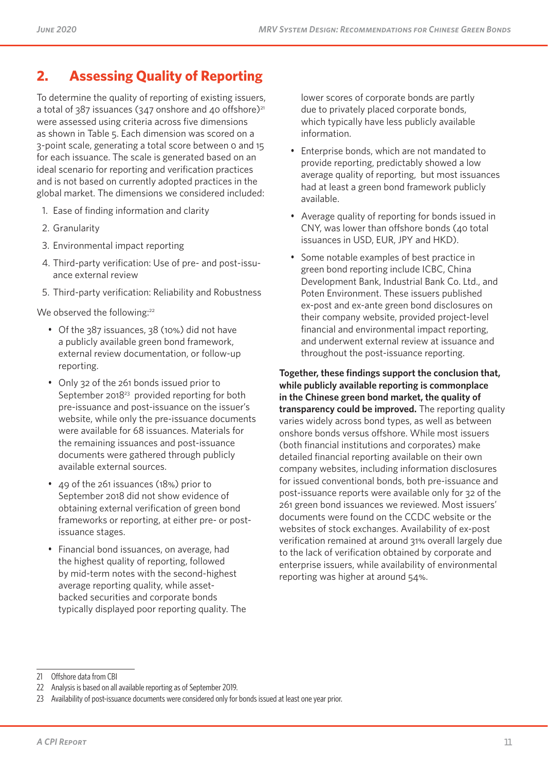## 2. Assessing Quality of Reporting

To determine the quality of reporting of existing issuers, a total of 387 issuances (347 onshore and 40 offshore)[21] were assessed using criteria across five dimensions as shown in Table 5. Each dimension was scored on a 3-point scale, generating a total score between 0 and 15 for each issuance. The scale is generated based on an ideal scenario for reporting and verification practices and is not based on currently adopted practices in the global market. The dimensions we considered included:

1. Ease of finding information and clarity
2. Granularity
3. Environmental impact reporting
4. Third-party verification: Use of pre- and post-issuance external review
5. Third-party verification: Reliability and Robustness

We observed the following:[22]

- Of the 387 issuances, 38 (10%) did not have a publicly available green bond framework, external review documentation, or follow-up reporting.
- Only 32 of the 261 bonds issued prior to September 2018[23] provided reporting for both pre-issuance and post-issuance on the issuer's website, while only the pre-issuance documents were available for 68 issuances. Materials for the remaining issuances and post-issuance documents were gathered through publicly available external sources.
- 49 of the 261 issuances (18%) prior to September 2018 did not show evidence of obtaining external verification of green bond frameworks or reporting, at either pre- or post-issuance stages.
- Financial bond issuances, on average, had the highest quality of reporting, followed by mid-term notes with the second-highest average reporting quality, while asset-backed securities and corporate bonds typically displayed poor reporting quality. The lower scores of corporate bonds are partly due to privately placed corporate bonds, which typically have less publicly available information.
- Enterprise bonds, which are not mandated to provide reporting, predictably showed a low average quality of reporting, but most issuances had at least a green bond framework publicly available.
- Average quality of reporting for bonds issued in CNY, was lower than offshore bonds (40 total issuances in USD, EUR, JPY and HKD).
- Some notable examples of best practice in green bond reporting include ICBC, China Development Bank, Industrial Bank Co. Ltd., and Poten Environment. These issuers published ex-post and ex-ante green bond disclosures on their company website, provided project-level financial and environmental impact reporting, and underwent external review at issuance and throughout the post-issuance reporting.

**Together, these findings support the conclusion that, while publicly available reporting is commonplace in the Chinese green bond market, the quality of transparency could be improved.** The reporting quality varies widely across bond types, as well as between onshore bonds versus offshore. While most issuers (both financial institutions and corporates) make detailed financial reporting available on their own company websites, including information disclosures for issued conventional bonds, both pre-issuance and post-issuance reports were available only for 32 of the 261 green bond issuances we reviewed. Most issuers' documents were found on the CCDC website or the websites of stock exchanges. Availability of ex-post verification remained at around 31% overall largely due to the lack of verification obtained by corporate and enterprise issuers, while availability of environmental reporting was higher at around 54%.

---

21 Offshore data from CBI

22 Analysis is based on all available reporting as of September 2019.

23 Availability of post-issuance documents were considered only for bonds issued at least one year prior.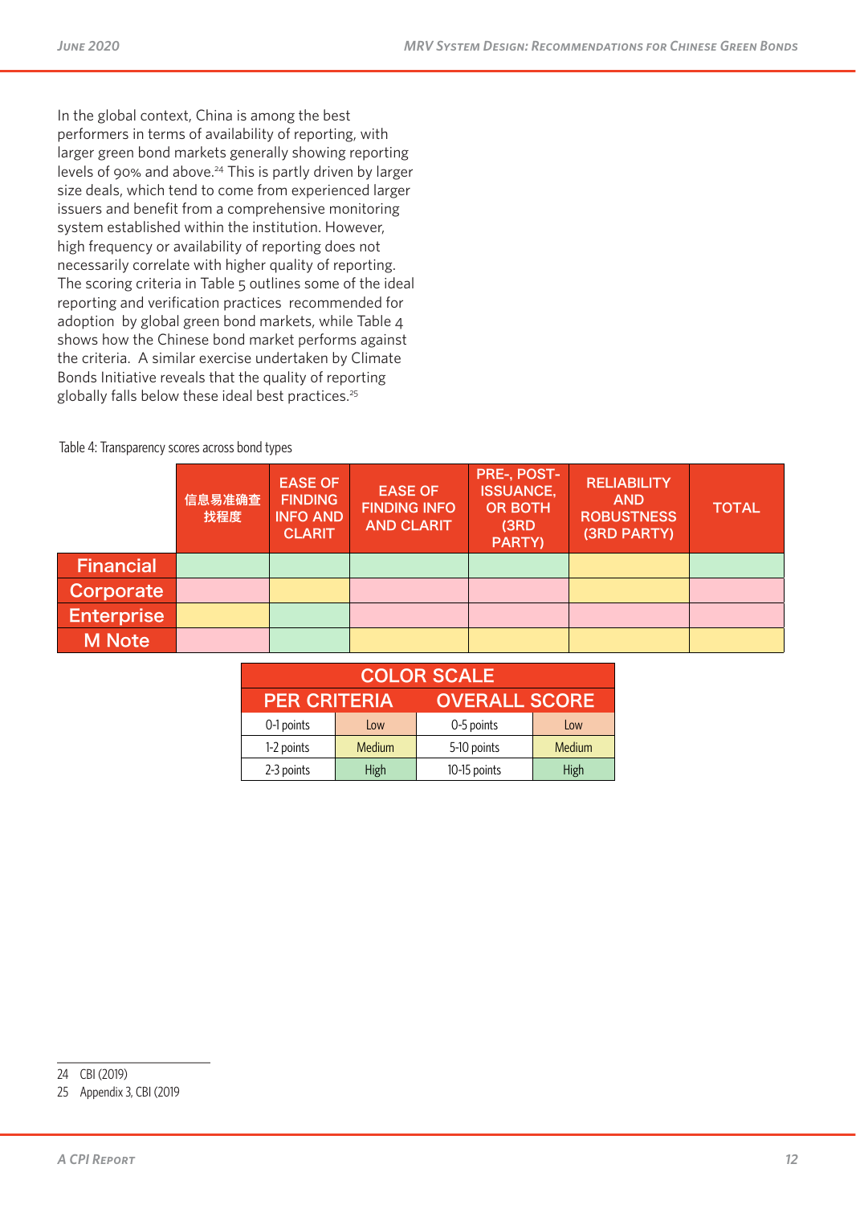In the global context, China is among the best performers in terms of availability of reporting, with larger green bond markets generally showing reporting levels of 90% and above.[24] This is partly driven by larger size deals, which tend to come from experienced larger issuers and benefit from a comprehensive monitoring system established within the institution. However, high frequency or availability of reporting does not necessarily correlate with higher quality of reporting. The scoring criteria in Table 5 outlines some of the ideal reporting and verification practices recommended for adoption by global green bond markets, while Table 4 shows how the Chinese bond market performs against the criteria. A similar exercise undertaken by Climate Bonds Initiative reveals that the quality of reporting globally falls below these ideal best practices.[25]

Table 4: Transparency scores across bond types

| | 信息易准确查找程度 | EASE OF FINDING INFO AND CLARIT | EASE OF FINDING INFO AND CLARIT | PRE-, POST-ISSUANCE, OR BOTH (3RD PARTY) | RELIABILITY AND ROBUSTNESS (3RD PARTY) | TOTAL |
|---|---|---|---|---|---|---|
| Financial | High | High | High | High | Medium | High |
| Corporate | Low | Medium | Low | Low | Medium | Low |
| Enterprise | Medium | High | Low | Low | Low | Low |
| M Note | Low | High | Medium | Medium | Medium | Medium |

| COLOR SCALE | | | |
|---|---|---|---|
| PER CRITERIA | | OVERALL SCORE | |
| 0-1 points | Low | 0-5 points | Low |
| 1-2 points | Medium | 5-10 points | Medium |
| 2-3 points | High | 10-15 points | High |

24 CBI (2019)

25 Appendix 3, CBI (2019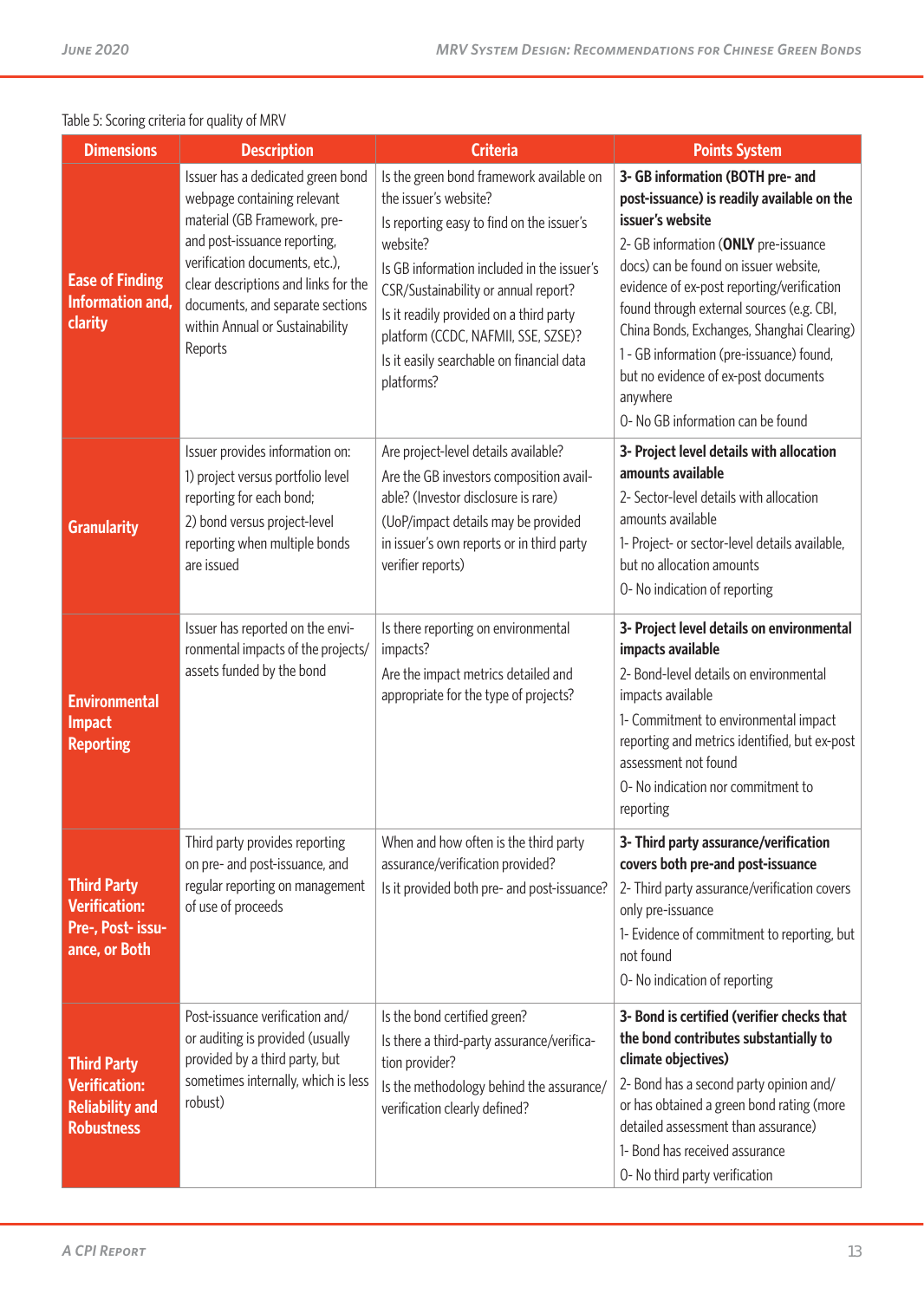Table 5: Scoring criteria for quality of MRV

| Dimensions | Description | Criteria | Points System |
|---|---|---|---|
| **Ease of Finding Information and, clarity** | Issuer has a dedicated green bond webpage containing relevant material (GB Framework, pre- and post-issuance reporting, verification documents, etc.), clear descriptions and links for the documents, and separate sections within Annual or Sustainability Reports | Is the green bond framework available on the issuer's website?<br>Is reporting easy to find on the issuer's website?<br>Is GB information included in the issuer's CSR/Sustainability or annual report?<br>Is it readily provided on a third party platform (CCDC, NAFMII, SSE, SZSE)?<br>Is it easily searchable on financial data platforms? | **3- GB information (BOTH pre- and post-issuance) is readily available on the issuer's website**<br>2- GB information (**ONLY** pre-issuance docs) can be found on issuer website, evidence of ex-post reporting/verification found through external sources (e.g. CBI, China Bonds, Exchanges, Shanghai Clearing)<br>1 - GB information (pre-issuance) found, but no evidence of ex-post documents anywhere<br>0- No GB information can be found |
| **Granularity** | Issuer provides information on:<br>1) project versus portfolio level reporting for each bond;<br>2) bond versus project-level reporting when multiple bonds are issued | Are project-level details available?<br>Are the GB investors composition available? (Investor disclosure is rare)<br>(UoP/impact details may be provided in issuer's own reports or in third party verifier reports) | **3- Project level details with allocation amounts available**<br>2- Sector-level details with allocation amounts available<br>1- Project- or sector-level details available, but no allocation amounts<br>0- No indication of reporting |
| **Environmental Impact Reporting** | Issuer has reported on the environmental impacts of the projects/ assets funded by the bond | Is there reporting on environmental impacts?<br>Are the impact metrics detailed and appropriate for the type of projects? | **3- Project level details on environmental impacts available**<br>2- Bond-level details on environmental impacts available<br>1- Commitment to environmental impact reporting and metrics identified, but ex-post assessment not found<br>0- No indication nor commitment to reporting |
| **Third Party Verification: Pre-, Post- issuance, or Both** | Third party provides reporting on pre- and post-issuance, and regular reporting on management of use of proceeds | When and how often is the third party assurance/verification provided?<br>Is it provided both pre- and post-issuance? | **3- Third party assurance/verification covers both pre-and post-issuance**<br>2- Third party assurance/verification covers only pre-issuance<br>1- Evidence of commitment to reporting, but not found<br>0- No indication of reporting |
| **Third Party Verification: Reliability and Robustness** | Post-issuance verification and/ or auditing is provided (usually provided by a third party, but sometimes internally, which is less robust) | Is the bond certified green?<br>Is there a third-party assurance/verification provider?<br>Is the methodology behind the assurance/ verification clearly defined? | **3- Bond is certified (verifier checks that the bond contributes substantially to climate objectives)**<br>2- Bond has a second party opinion and/ or has obtained a green bond rating (more detailed assessment than assurance)<br>1- Bond has received assurance<br>0- No third party verification |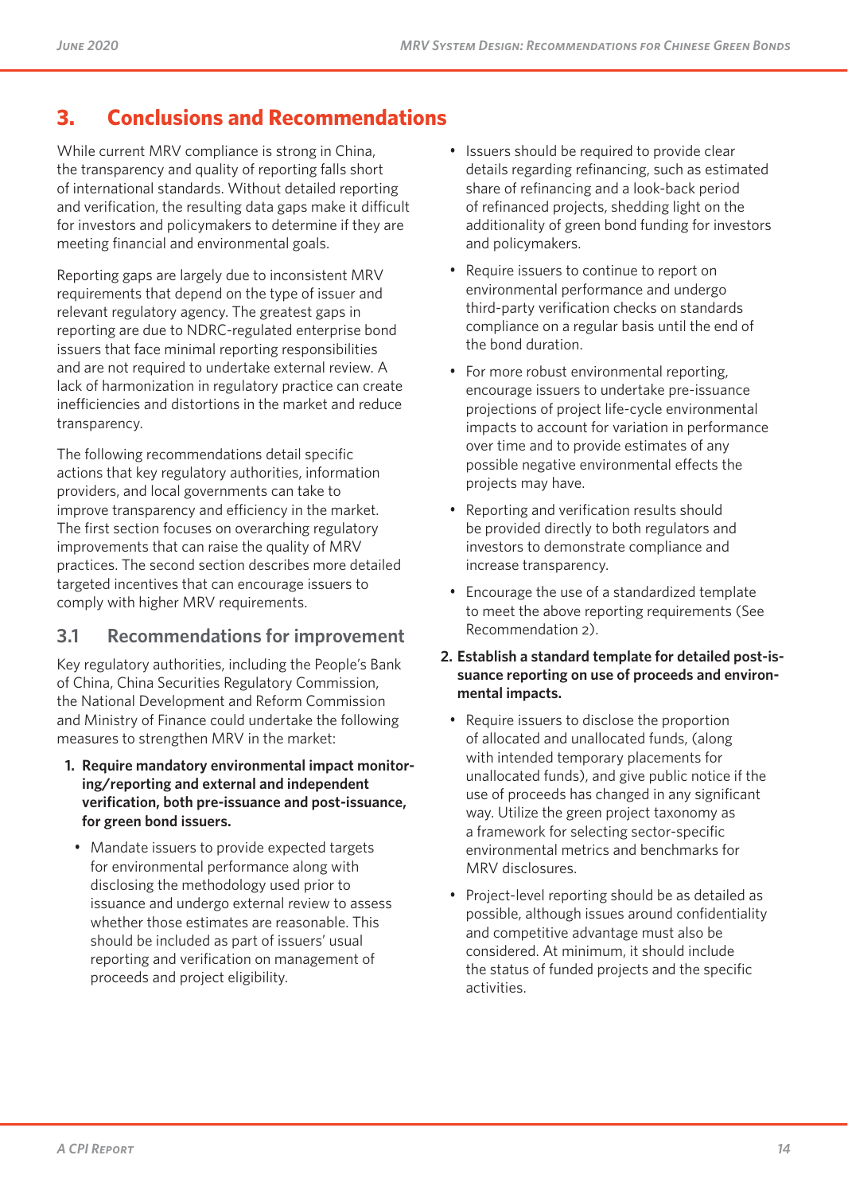# 3. Conclusions and Recommendations

While current MRV compliance is strong in China, the transparency and quality of reporting falls short of international standards. Without detailed reporting and verification, the resulting data gaps make it difficult for investors and policymakers to determine if they are meeting financial and environmental goals.

Reporting gaps are largely due to inconsistent MRV requirements that depend on the type of issuer and relevant regulatory agency. The greatest gaps in reporting are due to NDRC-regulated enterprise bond issuers that face minimal reporting responsibilities and are not required to undertake external review. A lack of harmonization in regulatory practice can create inefficiencies and distortions in the market and reduce transparency.

The following recommendations detail specific actions that key regulatory authorities, information providers, and local governments can take to improve transparency and efficiency in the market. The first section focuses on overarching regulatory improvements that can raise the quality of MRV practices. The second section describes more detailed targeted incentives that can encourage issuers to comply with higher MRV requirements.

## 3.1 Recommendations for improvement

Key regulatory authorities, including the People's Bank of China, China Securities Regulatory Commission, the National Development and Reform Commission and Ministry of Finance could undertake the following measures to strengthen MRV in the market:

1. **Require mandatory environmental impact monitoring/reporting and external and independent verification, both pre-issuance and post-issuance, for green bond issuers.**
   - Mandate issuers to provide expected targets for environmental performance along with disclosing the methodology used prior to issuance and undergo external review to assess whether those estimates are reasonable. This should be included as part of issuers' usual reporting and verification on management of proceeds and project eligibility.
   - Issuers should be required to provide clear details regarding refinancing, such as estimated share of refinancing and a look-back period of refinanced projects, shedding light on the additionality of green bond funding for investors and policymakers.
   - Require issuers to continue to report on environmental performance and undergo third-party verification checks on standards compliance on a regular basis until the end of the bond duration.
   - For more robust environmental reporting, encourage issuers to undertake pre-issuance projections of project life-cycle environmental impacts to account for variation in performance over time and to provide estimates of any possible negative environmental effects the projects may have.
   - Reporting and verification results should be provided directly to both regulators and investors to demonstrate compliance and increase transparency.
   - Encourage the use of a standardized template to meet the above reporting requirements (See Recommendation 2).

2. **Establish a standard template for detailed post-issuance reporting on use of proceeds and environmental impacts.**
   - Require issuers to disclose the proportion of allocated and unallocated funds, (along with intended temporary placements for unallocated funds), and give public notice if the use of proceeds has changed in any significant way. Utilize the green project taxonomy as a framework for selecting sector-specific environmental metrics and benchmarks for MRV disclosures.
   - Project-level reporting should be as detailed as possible, although issues around confidentiality and competitive advantage must also be considered. At minimum, it should include the status of funded projects and the specific activities.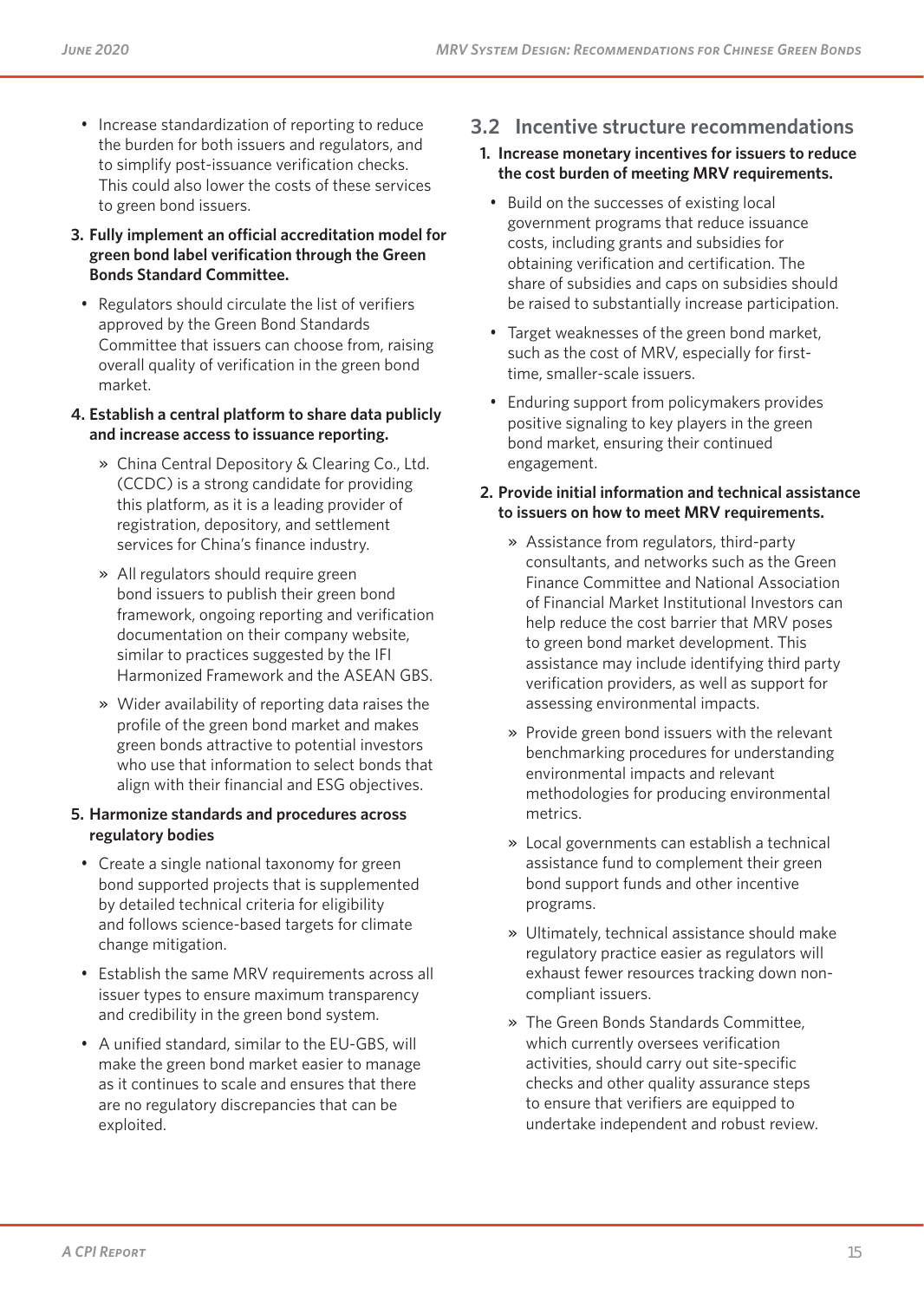- Increase standardization of reporting to reduce the burden for both issuers and regulators, and to simplify post-issuance verification checks. This could also lower the costs of these services to green bond issuers.

**3. Fully implement an official accreditation model for green bond label verification through the Green Bonds Standard Committee.**

- Regulators should circulate the list of verifiers approved by the Green Bond Standards Committee that issuers can choose from, raising overall quality of verification in the green bond market.

**4. Establish a central platform to share data publicly and increase access to issuance reporting.**

  » China Central Depository & Clearing Co., Ltd. (CCDC) is a strong candidate for providing this platform, as it is a leading provider of registration, depository, and settlement services for China's finance industry.

  » All regulators should require green bond issuers to publish their green bond framework, ongoing reporting and verification documentation on their company website, similar to practices suggested by the IFI Harmonized Framework and the ASEAN GBS.

  » Wider availability of reporting data raises the profile of the green bond market and makes green bonds attractive to potential investors who use that information to select bonds that align with their financial and ESG objectives.

**5. Harmonize standards and procedures across regulatory bodies**

- Create a single national taxonomy for green bond supported projects that is supplemented by detailed technical criteria for eligibility and follows science-based targets for climate change mitigation.
- Establish the same MRV requirements across all issuer types to ensure maximum transparency and credibility in the green bond system.
- A unified standard, similar to the EU-GBS, will make the green bond market easier to manage as it continues to scale and ensures that there are no regulatory discrepancies that can be exploited.

## 3.2 Incentive structure recommendations

**1. Increase monetary incentives for issuers to reduce the cost burden of meeting MRV requirements.**

- Build on the successes of existing local government programs that reduce issuance costs, including grants and subsidies for obtaining verification and certification. The share of subsidies and caps on subsidies should be raised to substantially increase participation.
- Target weaknesses of the green bond market, such as the cost of MRV, especially for first-time, smaller-scale issuers.
- Enduring support from policymakers provides positive signaling to key players in the green bond market, ensuring their continued engagement.

**2. Provide initial information and technical assistance to issuers on how to meet MRV requirements.**

  » Assistance from regulators, third-party consultants, and networks such as the Green Finance Committee and National Association of Financial Market Institutional Investors can help reduce the cost barrier that MRV poses to green bond market development. This assistance may include identifying third party verification providers, as well as support for assessing environmental impacts.

  » Provide green bond issuers with the relevant benchmarking procedures for understanding environmental impacts and relevant methodologies for producing environmental metrics.

  » Local governments can establish a technical assistance fund to complement their green bond support funds and other incentive programs.

  » Ultimately, technical assistance should make regulatory practice easier as regulators will exhaust fewer resources tracking down non-compliant issuers.

  » The Green Bonds Standards Committee, which currently oversees verification activities, should carry out site-specific checks and other quality assurance steps to ensure that verifiers are equipped to undertake independent and robust review.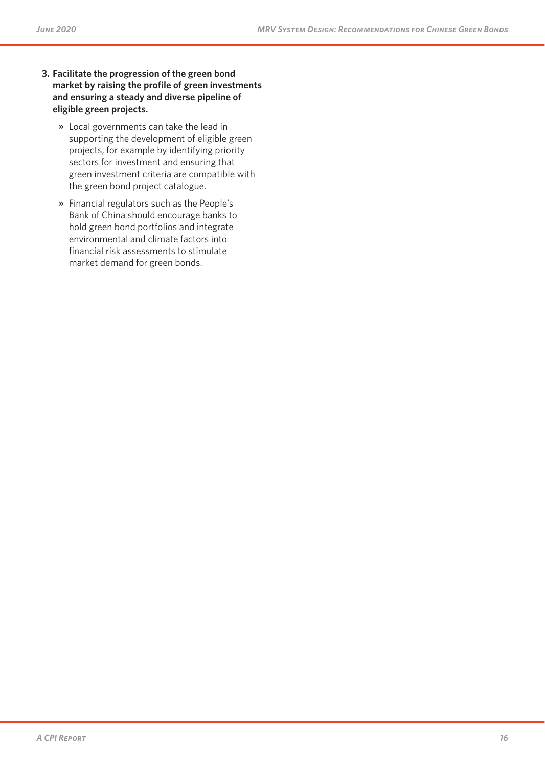3. **Facilitate the progression of the green bond market by raising the profile of green investments and ensuring a steady and diverse pipeline of eligible green projects.**

   » Local governments can take the lead in supporting the development of eligible green projects, for example by identifying priority sectors for investment and ensuring that green investment criteria are compatible with the green bond project catalogue.

   » Financial regulators such as the People's Bank of China should encourage banks to hold green bond portfolios and integrate environmental and climate factors into financial risk assessments to stimulate market demand for green bonds.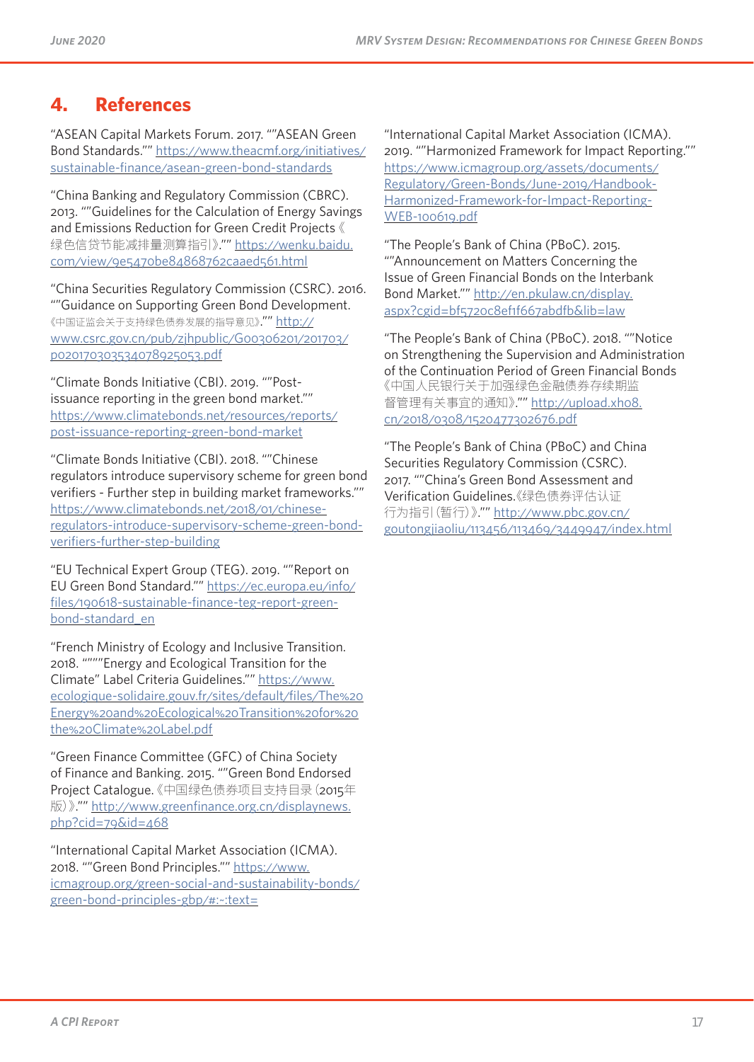## 4. References

"ASEAN Capital Markets Forum. 2017. ""ASEAN Green Bond Standards."" https://www.theacmf.org/initiatives/sustainable-finance/asean-green-bond-standards

"China Banking and Regulatory Commission (CBRC). 2013. ""Guidelines for the Calculation of Energy Savings and Emissions Reduction for Green Credit Projects《绿色信贷节能减排量测算指引》."" https://wenku.baidu.com/view/9e5470be84868762caaed561.html

"China Securities Regulatory Commission (CSRC). 2016. ""Guidance on Supporting Green Bond Development. 《中国证监会关于支持绿色债券发展的指导意见》."" http://www.csrc.gov.cn/pub/zjhpublic/G00306201/201703/p020170303534078925053.pdf

"Climate Bonds Initiative (CBI). 2019. ""Post-issuance reporting in the green bond market."" https://www.climatebonds.net/resources/reports/post-issuance-reporting-green-bond-market

"Climate Bonds Initiative (CBI). 2018. ""Chinese regulators introduce supervisory scheme for green bond verifiers - Further step in building market frameworks."" https://www.climatebonds.net/2018/01/chinese-regulators-introduce-supervisory-scheme-green-bond-verifiers-further-step-building

"EU Technical Expert Group (TEG). 2019. ""Report on EU Green Bond Standard."" https://ec.europa.eu/info/files/190618-sustainable-finance-teg-report-green-bond-standard_en

"French Ministry of Ecology and Inclusive Transition. 2018. """"""Energy and Ecological Transition for the Climate"" Label Criteria Guidelines."" https://www.ecologique-solidaire.gouv.fr/sites/default/files/The%20Energy%20and%20Ecological%20Transition%20for%20the%20Climate%20Label.pdf

"Green Finance Committee (GFC) of China Society of Finance and Banking. 2015. ""Green Bond Endorsed Project Catalogue.《中国绿色债券项目支持目录（2015年版）》."" http://www.greenfinance.org.cn/displaynews.php?cid=79&id=468

"International Capital Market Association (ICMA). 2018. ""Green Bond Principles."" https://www.icmagroup.org/green-social-and-sustainability-bonds/green-bond-principles-gbp/#:~:text=

"International Capital Market Association (ICMA). 2019. ""Harmonized Framework for Impact Reporting."" https://www.icmagroup.org/assets/documents/Regulatory/Green-Bonds/June-2019/Handbook-Harmonized-Framework-for-Impact-Reporting-WEB-100619.pdf

"The People's Bank of China (PBoC). 2015. ""Announcement on Matters Concerning the Issue of Green Financial Bonds on the Interbank Bond Market."" http://en.pkulaw.cn/display.aspx?cgid=bf5720c8ef1f667abdfb&lib=law

"The People's Bank of China (PBoC). 2018. ""Notice on Strengthening the Supervision and Administration of the Continuation Period of Green Financial Bonds《中国人民银行关于加强绿色金融债券存续期监督管理有关事宜的通知》."" http://upload.xh08.cn/2018/0308/1520477302676.pdf

"The People's Bank of China (PBoC) and China Securities Regulatory Commission (CSRC). 2017. ""China's Green Bond Assessment and Verification Guidelines.《绿色债券评估认证行为指引（暂行）》."" http://www.pbc.gov.cn/goutongjiaoliu/113456/113469/3449947/index.html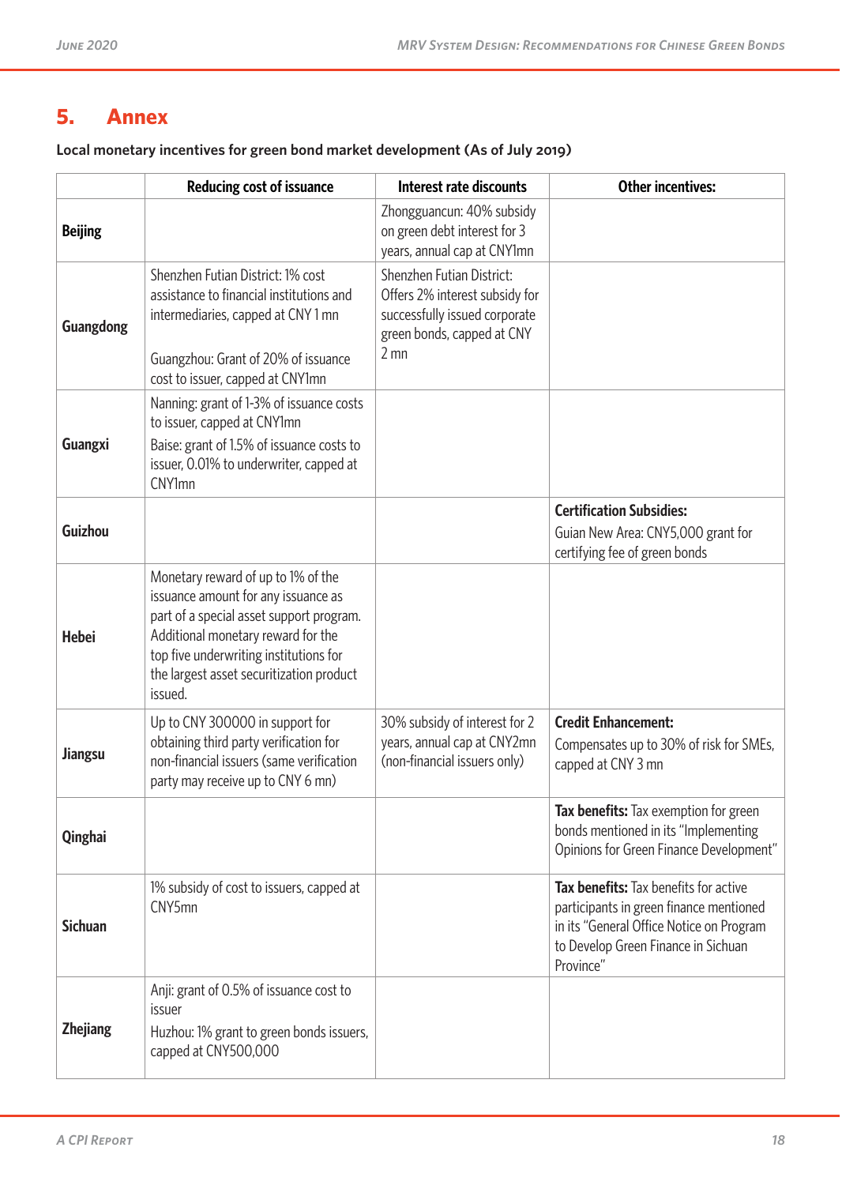# 5. Annex

**Local monetary incentives for green bond market development (As of July 2019)**

| | Reducing cost of issuance | Interest rate discounts | Other incentives: |
|---|---|---|---|
| **Beijing** | | Zhongguancun: 40% subsidy on green debt interest for 3 years, annual cap at CNY1mn | |
| **Guangdong** | Shenzhen Futian District: 1% cost assistance to financial institutions and intermediaries, capped at CNY 1 mn<br><br>Guangzhou: Grant of 20% of issuance cost to issuer, capped at CNY1mn | Shenzhen Futian District: Offers 2% interest subsidy for successfully issued corporate green bonds, capped at CNY 2 mn | |
| **Guangxi** | Nanning: grant of 1-3% of issuance costs to issuer, capped at CNY1mn<br>Baise: grant of 1.5% of issuance costs to issuer, 0.01% to underwriter, capped at CNY1mn | | |
| **Guizhou** | | | **Certification Subsidies:**<br>Guian New Area: CNY5,000 grant for certifying fee of green bonds |
| **Hebei** | Monetary reward of up to 1% of the issuance amount for any issuance as part of a special asset support program. Additional monetary reward for the top five underwriting institutions for the largest asset securitization product issued. | | |
| **Jiangsu** | Up to CNY 300000 in support for obtaining third party verification for non-financial issuers (same verification party may receive up to CNY 6 mn) | 30% subsidy of interest for 2 years, annual cap at CNY2mn (non-financial issuers only) | **Credit Enhancement:**<br>Compensates up to 30% of risk for SMEs, capped at CNY 3 mn |
| **Qinghai** | | | **Tax benefits:** Tax exemption for green bonds mentioned in its "Implementing Opinions for Green Finance Development" |
| **Sichuan** | 1% subsidy of cost to issuers, capped at CNY5mn | | **Tax benefits:** Tax benefits for active participants in green finance mentioned in its "General Office Notice on Program to Develop Green Finance in Sichuan Province" |
| **Zhejiang** | Anji: grant of 0.5% of issuance cost to issuer<br>Huzhou: 1% grant to green bonds issuers, capped at CNY500,000 | | |